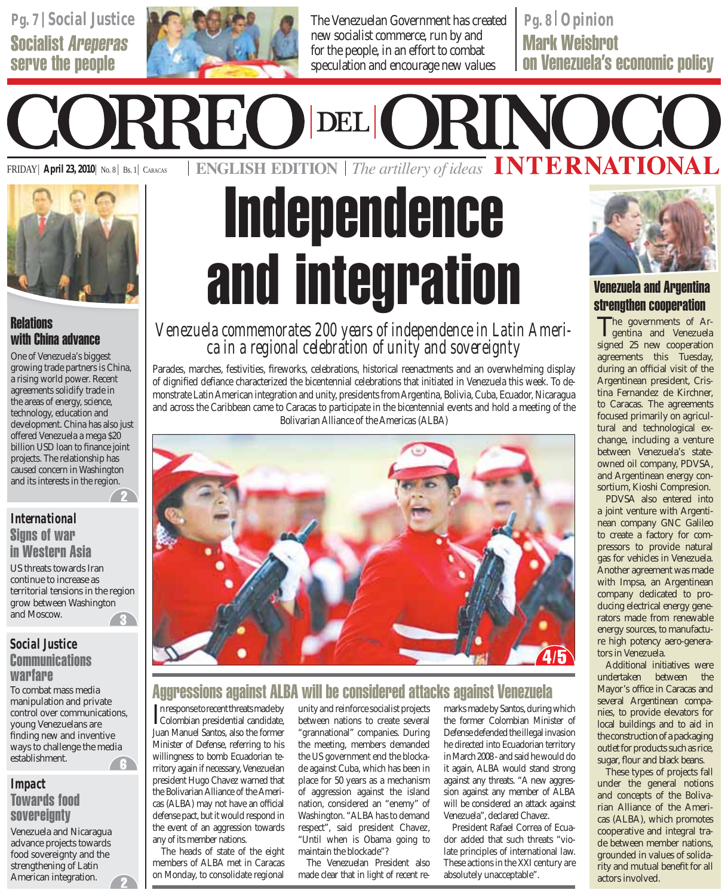**Pg. 7 | Social Justice**

**Socialist *Areperas* serve the people**

The Venezuelan Government has created new socialist commerce, run by and for the people, in an effort to combat speculation and encourage new values

**Pg. 8 | Opinion**

**Mark Weisbrot on Venezuela's economic policy**

# CORREO DEL ORINOCO

FRIDAY | **April 23, 2010** | No. 8 | Bs. 1 | CARACAS | ENGLISH EDITION | *The artillery of ideas* **INTERNATIONAL**

## Relations with China advance

One of Venezuela's biggest growing trade partners is China, a rising world power. Recent agreements solidify trade in the areas of energy, science, technology, education and development. China has also just offered Venezuela a mega $20 billion USD loan to finance joint projects. The relationship has caused concern in Washington and its interests in the region.

2

## International — Signs of war in Western Asia

US threats towards Iran continue to increase as territorial tensions in the region grow between Washington and Moscow.

3

## Social Justice — Communications warfare

To combat mass media manipulation and private control over communications, young Venezuelans are finding new and inventive ways to challenge the media establishment.

6

## Impact — Towards food sovereignty

Venezuela and Nicaragua advance projects towards food sovereignty and the strengthening of Latin American integration.

2

# Independence and integration

*Venezuela commemorates 200 years of independence in Latin America in a regional celebration of unity and sovereignty*

Parades, marches, festivities, fireworks, celebrations, historical reenactments and an overwhelming display of dignified defiance characterized the bicentennial celebrations that initiated in Venezuela this week. To demonstrate Latin American integration and unity, presidents from Argentina, Bolivia, Cuba, Ecuador, Nicaragua and across the Caribbean came to Caracas to participate in the bicentennial events and hold a meeting of the Bolivarian Alliance of the Americas (ALBA)

4/5

## Aggressions against ALBA will be considered attacks against Venezuela

In response to recent threats made by Colombian presidential candidate, Juan Manuel Santos, also the former Minister of Defense, referring to his willingness to bomb Ecuadorian territory again if necessary, Venezuelan president Hugo Chavez warned that the Bolivarian Alliance of the Americas (ALBA) may not have an official defense pact, but it would respond in the event of an aggression towards any of its member nations.

The heads of state of the eight members of ALBA met in Caracas on Monday, to consolidate regional unity and reinforce socialist projects between nations to create several "grannational" companies. During the meeting, members demanded the US government end the blockade against Cuba, which has been in place for 50 years as a mechanism of aggression against the island nation, considered an "enemy" of Washington. "ALBA has to demand respect", said president Chavez, "Until when is Obama going to maintain the blockade"?

The Venezuelan President also made clear that in light of recent remarks made by Santos, during which the former Colombian Minister of Defense defended the illegal invasion he directed into Ecuadorian territory in March 2008 - and said he would do it again, ALBA would stand strong against any threats. "A new aggression against any member of ALBA will be considered an attack against Venezuela", declared Chavez.

President Rafael Correa of Ecuador added that such threats "violate principles of international law. These actions in the XXI century are absolutely unacceptable".

## Venezuela and Argentina strengthen cooperation

The governments of Argentina and Venezuela signed 25 new cooperation agreements this Tuesday, during an official visit of the Argentinean president, Cristina Fernandez de Kirchner, to Caracas. The agreements focused primarily on agricultural and technological exchange, including a venture between Venezuela's state-owned oil company, PDVSA, and Argentinean energy consortium, Kioshi Compresion.

PDVSA also entered into a joint venture with Argentinean company GNC Galileo to create a factory for compressors to provide natural gas for vehicles in Venezuela. Another agreement was made with Impsa, an Argentinean company dedicated to producing electrical energy generators made from renewable energy sources, to manufacture high potency aero-generators in Venezuela.

Additional initiatives were undertaken between the Mayor's office in Caracas and several Argentinean companies, to provide elevators for local buildings and to aid in the construction of a packaging outlet for products such as rice, sugar, flour and black beans.

These types of projects fall under the general notions and concepts of the Bolivarian Alliance of the Americas (ALBA), which promotes cooperative and integral trade between member nations, grounded in values of solidarity and mutual benefit for all actors involved.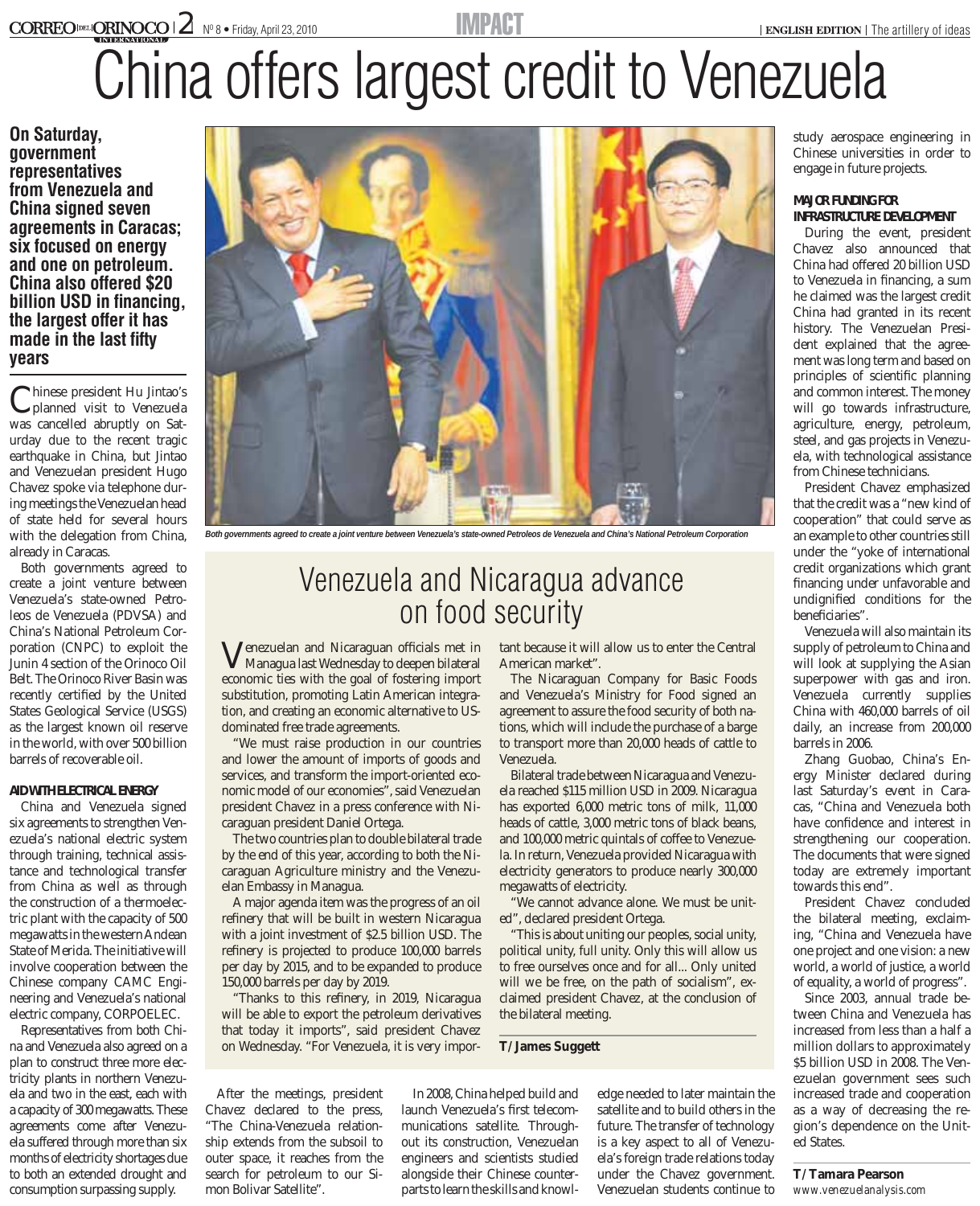# China offers largest credit to Venezuela

**On Saturday, government representatives from Venezuela and China signed seven agreements in Caracas; six focused on energy and one on petroleum. China also offered $20 billion USD in financing, the largest offer it has made in the last fifty years**

Chinese president Hu Jintao's planned visit to Venezuela was cancelled abruptly on Saturday due to the recent tragic earthquake in China, but Jintao and Venezuelan president Hugo Chavez spoke via telephone during meetings the Venezuelan head of state held for several hours with the delegation from China, already in Caracas.

Both governments agreed to create a joint venture between Venezuela's state-owned Petroleos de Venezuela (PDVSA) and China's National Petroleum Corporation (CNPC) to exploit the Junin 4 section of the Orinoco Oil Belt. The Orinoco River Basin was recently certified by the United States Geological Service (USGS) as the largest known oil reserve in the world, with over 500 billion barrels of recoverable oil.

*Both governments agreed to create a joint venture between Venezuela's state-owned Petroleos de Venezuela and China's National Petroleum Corporation*

### AID WITH ELECTRICAL ENERGY

China and Venezuela signed six agreements to strengthen Venezuela's national electric system through training, technical assistance and technological transfer from China as well as through the construction of a thermoelectric plant with the capacity of 500 megawatts in the western Andean State of Merida. The initiative will involve cooperation between the Chinese company CAMC Engineering and Venezuela's national electric company, CORPOELEC.

Representatives from both China and Venezuela also agreed on a plan to construct three more electricity plants in northern Venezuela and two in the east, each with a capacity of 300 megawatts. These agreements come after Venezuela suffered through more than six months of electricity shortages due to both an extended drought and consumption surpassing supply.

After the meetings, president Chavez declared to the press, "The China-Venezuela relationship extends from the subsoil to outer space, it reaches from the search for petroleum to our Simon Bolivar Satellite".

In 2008, China helped build and launch Venezuela's first telecommunications satellite. Throughout its construction, Venezuelan engineers and scientists studied alongside their Chinese counterparts to learn the skills and knowledge needed to later maintain the satellite and to build others in the future. The transfer of technology is a key aspect to all of Venezuela's foreign trade relations today under the Chavez government. Venezuelan students continue to study aerospace engineering in Chinese universities in order to engage in future projects.

### MAJOR FUNDING FOR INFRASTRUCTURE DEVELOPMENT

During the event, president Chavez also announced that China had offered 20 billion USD to Venezuela in financing, a sum he claimed was the largest credit China had granted in its recent history. The Venezuelan President explained that the agreement was long term and based on principles of scientific planning and common interest. The money will go towards infrastructure, agriculture, energy, petroleum, steel, and gas projects in Venezuela, with technological assistance from Chinese technicians.

President Chavez emphasized that the credit was a "new kind of cooperation" that could serve as an example to other countries still under the "yoke of international credit organizations which grant financing under unfavorable and undignified conditions for the beneficiaries".

Venezuela will also maintain its supply of petroleum to China and will look at supplying the Asian superpower with gas and iron. Venezuela currently supplies China with 460,000 barrels of oil daily, an increase from 200,000 barrels in 2006.

Zhang Guobao, China's Energy Minister declared during last Saturday's event in Caracas, "China and Venezuela both have confidence and interest in strengthening our cooperation. The documents that were signed today are extremely important towards this end".

President Chavez concluded the bilateral meeting, exclaiming, "China and Venezuela have one project and one vision: a new world, a world of justice, a world of equality, a world of progress".

Since 2003, annual trade between China and Venezuela has increased from less than a half a million dollars to approximately $5 billion USD in 2008. The Venezuelan government sees such increased trade and cooperation as a way of decreasing the region's dependence on the United States.

**T/ Tamara Pearson**
www.venezuelanalysis.com

## Venezuela and Nicaragua advance on food security

Venezuelan and Nicaraguan officials met in Managua last Wednesday to deepen bilateral economic ties with the goal of fostering import substitution, promoting Latin American integration, and creating an economic alternative to US-dominated free trade agreements.

"We must raise production in our countries and lower the amount of imports of goods and services, and transform the import-oriented economic model of our economies", said Venezuelan president Chavez in a press conference with Nicaraguan president Daniel Ortega.

The two countries plan to double bilateral trade by the end of this year, according to both the Nicaraguan Agriculture ministry and the Venezuelan Embassy in Managua.

A major agenda item was the progress of an oil refinery that will be built in western Nicaragua with a joint investment of $2.5 billion USD. The refinery is projected to produce 100,000 barrels per day by 2015, and to be expanded to produce 150,000 barrels per day by 2019.

"Thanks to this refinery, in 2019, Nicaragua will be able to export the petroleum derivatives that today it imports", said president Chavez on Wednesday. "For Venezuela, it is very important because it will allow us to enter the Central American market".

The Nicaraguan Company for Basic Foods and Venezuela's Ministry for Food signed an agreement to assure the food security of both nations, which will include the purchase of a barge to transport more than 20,000 heads of cattle to Venezuela.

Bilateral trade between Nicaragua and Venezuela reached $115 million USD in 2009. Nicaragua has exported 6,000 metric tons of milk, 11,000 heads of cattle, 3,000 metric tons of black beans, and 100,000 metric quintals of coffee to Venezuela. In return, Venezuela provided Nicaragua with electricity generators to produce nearly 300,000 megawatts of electricity.

"We cannot advance alone. We must be united", declared president Ortega.

"This is about uniting our peoples, social unity, political unity, full unity. Only this will allow us to free ourselves once and for all... Only united will we be free, on the path of socialism", exclaimed president Chavez, at the conclusion of the bilateral meeting.

**T/ James Suggett**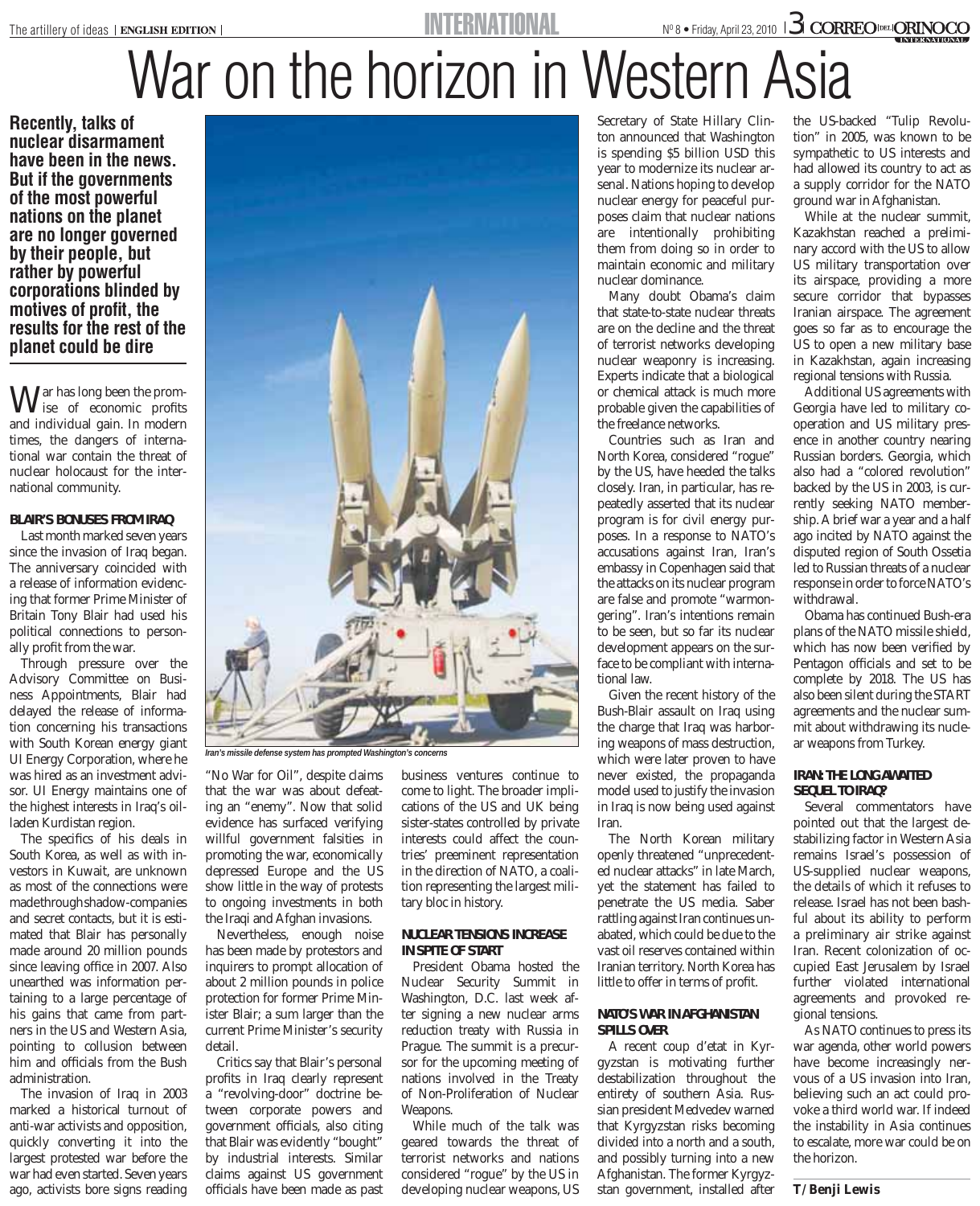# War on the horizon in Western Asia

**Recently, talks of nuclear disarmament have been in the news. But if the governments of the most powerful nations on the planet are no longer governed by their people, but rather by powerful corporations blinded by motives of profit, the results for the rest of the planet could be dire**

War has long been the promise of economic profits and individual gain. In modern times, the dangers of international war contain the threat of nuclear holocaust for the international community.

### BLAIR'S BONUSES FROM IRAQ

Last month marked seven years since the invasion of Iraq began. The anniversary coincided with a release of information evidencing that former Prime Minister of Britain Tony Blair had used his political connections to personally profit from the war.

Through pressure over the Advisory Committee on Business Appointments, Blair had delayed the release of information concerning his transactions with South Korean energy giant UI Energy Corporation, where he was hired as an investment advisor. UI Energy maintains one of the highest interests in Iraq's oil-laden Kurdistan region.

The specifics of his deals in South Korea, as well as with investors in Kuwait, are unknown as most of the connections were made through shadow-companies and secret contacts, but it is estimated that Blair has personally made around 20 million pounds since leaving office in 2007. Also unearthed was information pertaining to a large percentage of his gains that came from partners in the US and Western Asia, pointing to collusion between him and officials from the Bush administration.

The invasion of Iraq in 2003 marked a historical turnout of anti-war activists and opposition, quickly converting it into the largest protested war before the war had even started. Seven years ago, activists bore signs reading "No War for Oil", despite claims that the war was about defeating an "enemy". Now that solid evidence has surfaced verifying willful government falsities in promoting the war, economically depressed Europe and the US show little in the way of protests to ongoing investments in both the Iraqi and Afghan invasions.

Nevertheless, enough noise has been made by protestors and inquirers to prompt allocation of about 2 million pounds in police protection for former Prime Minister Blair; a sum larger than the current Prime Minister's security detail.

Critics say that Blair's personal profits in Iraq clearly represent a "revolving-door" doctrine between corporate powers and government officials, also citing that Blair was evidently "bought" by industrial interests. Similar claims against US government officials have been made as past business ventures continue to come to light. The broader implications of the US and UK being sister-states controlled by private interests could affect the countries' preeminent representation in the direction of NATO, a coalition representing the largest military bloc in history.

*Iran's missile defense system has prompted Washington's concerns*

### NUCLEAR TENSIONS INCREASE IN SPITE OF START

President Obama hosted the Nuclear Security Summit in Washington, D.C. last week after signing a new nuclear arms reduction treaty with Russia in Prague. The summit is a precursor for the upcoming meeting of nations involved in the Treaty of Non-Proliferation of Nuclear Weapons.

While much of the talk was geared towards the threat of terrorist networks and nations considered "rogue" by the US in developing nuclear weapons, US Secretary of State Hillary Clinton announced that Washington is spending $5 billion USD this year to modernize its nuclear arsenal. Nations hoping to develop nuclear energy for peaceful purposes claim that nuclear nations are intentionally prohibiting them from doing so in order to maintain economic and military nuclear dominance.

Many doubt Obama's claim that state-to-state nuclear threats are on the decline and the threat of terrorist networks developing nuclear weaponry is increasing. Experts indicate that a biological or chemical attack is much more probable given the capabilities of the freelance networks.

Countries such as Iran and North Korea, considered "rogue" by the US, have heeded the talks closely. Iran, in particular, has repeatedly asserted that its nuclear program is for civil energy purposes. In a response to NATO's accusations against Iran, Iran's embassy in Copenhagen said that the attacks on its nuclear program are false and promote "warmongering". Iran's intentions remain to be seen, but so far its nuclear development appears on the surface to be compliant with international law.

Given the recent history of the Bush-Blair assault on Iraq using the charge that Iraq was harboring weapons of mass destruction, which were later proven to have never existed, the propaganda model used to justify the invasion in Iraq is now being used against Iran.

The North Korean military openly threatened "unprecedented nuclear attacks" in late March, yet the statement has failed to penetrate the US media. Saber rattling against Iran continues unabated, which could be due to the vast oil reserves contained within Iranian territory. North Korea has little to offer in terms of profit.

### NATO'S WAR IN AFGHANISTAN SPILLS OVER

A recent coup d'etat in Kyrgyzstan is motivating further destabilization throughout the entirety of southern Asia. Russian president Medvedev warned that Kyrgyzstan risks becoming divided into a north and a south, and possibly turning into a new Afghanistan. The former Kyrgyzstan government, installed after the US-backed "Tulip Revolution" in 2005, was known to be sympathetic to US interests and had allowed its country to act as a supply corridor for the NATO ground war in Afghanistan.

While at the nuclear summit, Kazakhstan reached a preliminary accord with the US to allow US military transportation over its airspace, providing a more secure corridor that bypasses Iranian airspace. The agreement goes so far as to encourage the US to open a new military base in Kazakhstan, again increasing regional tensions with Russia.

Additional US agreements with Georgia have led to military cooperation and US military presence in another country nearing Russian borders. Georgia, which also had a "colored revolution" backed by the US in 2003, is currently seeking NATO membership. A brief war a year and a half ago incited by NATO against the disputed region of South Ossetia led to Russian threats of a nuclear response in order to force NATO's withdrawal.

Obama has continued Bush-era plans of the NATO missile shield, which has now been verified by Pentagon officials and set to be complete by 2018. The US has also been silent during the START agreements and the nuclear summit about withdrawing its nuclear weapons from Turkey.

### IRAN: THE LONG AWAITED SEQUEL TO IRAQ?

Several commentators have pointed out that the largest destabilizing factor in Western Asia remains Israel's possession of US-supplied nuclear weapons, the details of which it refuses to release. Israel has not been bashful about its ability to perform a preliminary air strike against Iran. Recent colonization of occupied East Jerusalem by Israel further violated international agreements and provoked regional tensions.

As NATO continues to press its war agenda, other world powers have become increasingly nervous of a US invasion into Iran, believing such an act could provoke a third world war. If indeed the instability in Asia continues to escalate, more war could be on the horizon.

**T/ Benji Lewis**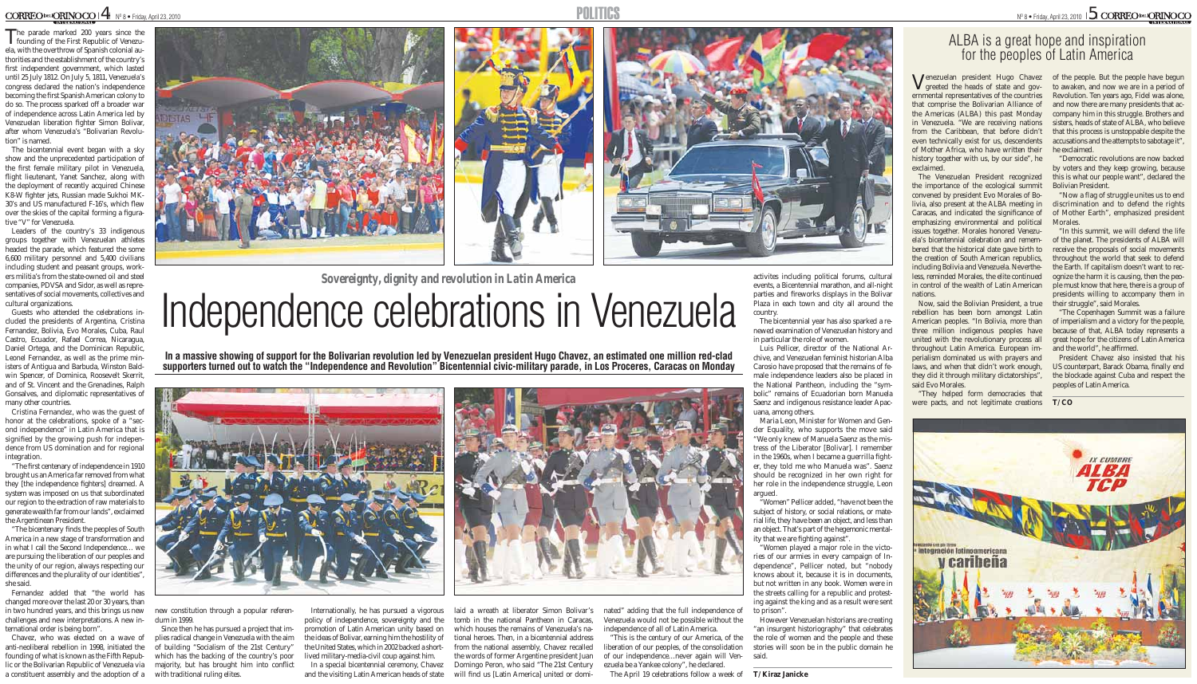The parade marked 200 years since the founding of the First Republic of Venezuela, with the overthrow of Spanish colonial authorities and the establishment of the country's first independent government, which lasted until 25 July 1812. On July 5, 1811, Venezuela's congress declared the nation's independence becoming the first Spanish American colony to do so. The process sparked off a broader war of independence across Latin America led by Venezuelan liberation fighter Simon Bolivar, after whom Venezuela's "Bolivarian Revolution" is named.

The bicentennial event began with a sky show and the unprecedented participation of the first female military pilot in Venezuela, flight lieutenant, Yanet Sanchez, along with the deployment of recently acquired Chinese K8-W fighter jets, Russian made Sukhoi MK-30's and US manufactured F-16's, which flew over the skies of the capital forming a figurative "V" for Venezuela.

Leaders of the country's 33 indigenous groups together with Venezuelan athletes headed the parade, which featured the some 6,600 military personnel and 5,400 civilians including student and peasant groups, workers militia's from the state-owned oil and steel companies, PDVSA and Sidor, as well as representatives of social movements, collectives and cultural organizations.

Guests who attended the celebrations included the presidents of Argentina, Cristina Fernandez, Bolivia, Evo Morales, Cuba, Raul Castro, Ecuador, Rafael Correa, Nicaragua, Daniel Ortega, and the Dominican Republic, Leonel Fernandez, as well as the prime ministers of Antigua and Barbuda, Winston Baldwin Spencer, of Dominica, Roosevelt Skerrit, and of St. Vincent and the Grenadines, Ralph Gonsalves, and diplomatic representatives of many other countries.

Cristina Fernandez, who was the guest of honor at the celebrations, spoke of a "second independence" in Latin America that is signified by the growing push for independence from US domination and for regional integration.

"The first centenary of independence in 1910 brought us an America far removed from what they [the independence fighters] dreamed. A system was imposed on us that subordinated our region to the extraction of raw materials to generate wealth far from our lands", exclaimed the Argentinean President.

"The bicentenary finds the peoples of South America in a new stage of transformation and in what I call the Second Independence… we are pursuing the liberation of our peoples and the unity of our region, always respecting our differences and the plurality of our identities", she said.

Fernandez added that "the world has changed more over the last 20 or 30 years, than in two hundred years, and this brings us new challenges and new interpretations. A new international order is being born".

Chavez, who was elected on a wave of anti-neoliberal rebellion in 1998, initiated the founding of what is known as the Fifth Republic or the Bolivarian Republic of Venezuela via a constituent assembly and the adoption of a new constitution through a popular referendum in 1999.

Since then he has pursued a project that implies radical change in Venezuela with the aim of building "Socialism of the 21st Century" which has the backing of the country's poor majority, but has brought him into conflict with traditional ruling elites.

Internationally, he has pursued a vigorous policy of independence, sovereignty and the promotion of Latin American unity based on the ideas of Bolivar, earning him the hostility of the United States, which in 2002 backed a short-lived military-media-civil coup against him.

In a special bicentennial ceremony, Chavez and the visiting Latin American heads of state laid a wreath at liberator Simon Bolivar's tomb in the national Pantheon in Caracas, which houses the remains of Venezuela's national heroes. Then, in a bicentennial address from the national assembly, Chavez recalled the words of former Argentine president Juan Domingo Peron, who said "The 21st Century will find us [Latin America] united or dominated" adding that the full independence of Venezuela would not be possible without the independence of all of Latin America.

"This is the century of our America, of the liberation of our peoples, of the consolidation of our independence…never again will Venezuela be a Yankee colony", he declared.

The April 19 celebrations follow a week of activites including political forums, cultural events, a Bicentennial marathon, and all-night parties and fireworks displays in the Bolivar Plaza in each town and city all around the country.

The bicentennial year has also sparked a renewed examination of Venezuelan history and in particular the role of women.

Luis Pellicer, director of the National Archive, and Venezuelan feminist historian Alba Carosio have proposed that the remains of female independence leaders also be placed in the National Pantheon, including the "symbolic" remains of Ecuadorian born Manuela Saenz and indigenous resistance leader Apacuana, among others.

Maria Leon, Minister for Women and Gender Equality, who supports the move said "We only knew of Manuela Saenz as the mistress of the Liberator [Bolivar]. I remember in the 1960s, when I became a guerrilla fighter, they told me who Manuela was". Saenz should be recognized in her own right for her role in the independence struggle, Leon argued.

"Women" Pellicer added, "have not been the subject of history, or social relations, or material life, they have been an object, and less than an object. That's part of the hegemonic mentality that we are fighting against".

"Women played a major role in the victories of our armies in every campaign of Independence", Pellicer noted, but "nobody knows about it, because it is in documents, but not written in any book. Women were in the streets calling for a republic and protesting against the king and as a result were sent to prison".

However Venezuelan historians are creating "an insurgent historiography" that celebrates the role of women and the people and these stories will soon be in the public domain he said.

**T/ Kiraz Janicke**

### Sovereignty, dignity and revolution in Latin America

# Independence celebrations in Venezuela

**In a massive showing of support for the Bolivarian revolution led by Venezuelan president Hugo Chavez, an estimated one million red-clad supporters turned out to watch the "Independence and Revolution" Bicentennial civic-military parade, in Los Proceres, Caracas on Monday**

## ALBA is a great hope and inspiration for the peoples of Latin America

Venezuelan president Hugo Chavez greeted the heads of state and governmental representatives of the countries that comprise the Bolivarian Alliance of the Americas (ALBA) this past Monday in Venezuela. "We are receiving nations from the Caribbean, that before didn't even technically exist for us, descendents of Mother Africa, who have written their history together with us, by our side", he exclaimed.

The Venezuelan President recognized the importance of the ecological summit convened by president Evo Morales of Bolivia, also present at the ALBA meeting in Caracas, and indicated the significance of emphasizing environmental and political issues together. Morales honored Venezuela's bicentennial celebration and remembered that the historical date gave birth to the creation of South American republics, including Bolivia and Venezuela. Nevertheless, reminded Morales, the elite continued in control of the wealth of Latin American nations.

Now, said the Bolivian President, a true rebellion has been born amongst Latin American peoples. "In Bolivia, more than three million indigenous peoples have united with the revolutionary process all throughout Latin America. European imperialism dominated us with prayers and laws, and when that didn't work enough, they did it through military dictatorships", said Evo Morales.

"They helped form democracies that were pacts, and not legitimate creations of the people. But the people have begun to awaken, and now we are in a period of Revolution. Ten years ago, Fidel was alone, and now there are many presidents that accompany him in this struggle. Brothers and sisters, heads of state of ALBA, who believe that this process is unstoppable despite the accusations and the attempts to sabotage it", he exclaimed.

"Democratic revolutions are now backed by voters and they keep growing, because this is what our people want", declared the Bolivian President.

"Now a flag of struggle unites us to end discrimination and to defend the rights of Mother Earth", emphasized president Morales.

"In this summit, we will defend the life of the planet. The presidents of ALBA will receive the proposals of social movements throughout the world that seek to defend the Earth. If capitalism doesn't want to recognize the harm it is causing, then the people must know that here, there is a group of presidents willing to accompany them in their struggle", said Morales.

"The Copenhagen Summit was a failure of imperialism and a victory for the people, because of that, ALBA today represents a great hope for the citizens of Latin America and the world", he affirmed.

President Chavez also insisted that his US counterpart, Barack Obama, finally end the blockade against Cuba and respect the peoples of Latin America.

**T/CO**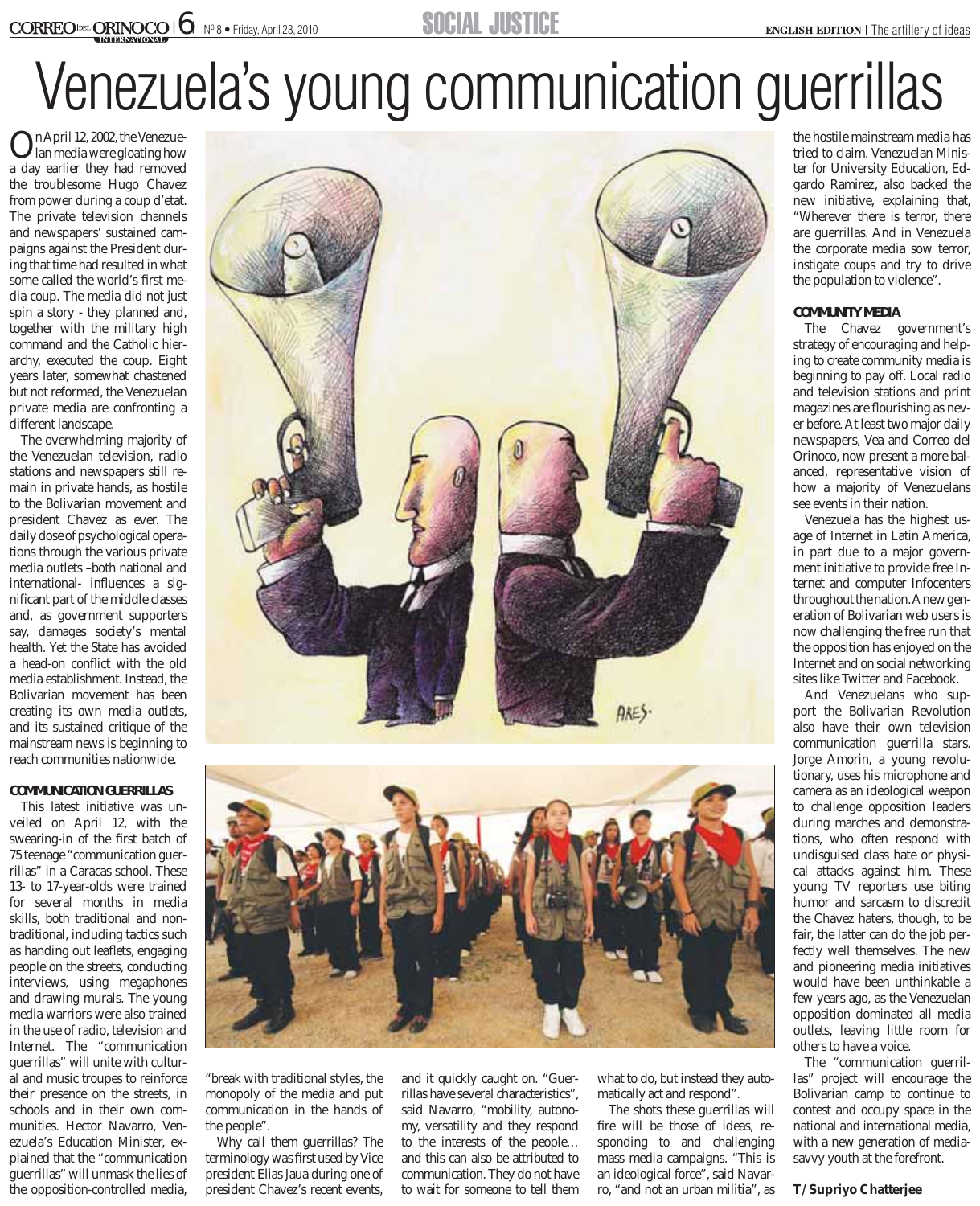# Venezuela's young communication guerrillas

On April 12, 2002, the Venezuelan media were gloating how a day earlier they had removed the troublesome Hugo Chavez from power during a coup d'etat. The private television channels and newspapers' sustained campaigns against the President during that time had resulted in what some called the world's first media coup. The media did not just spin a story - they planned and, together with the military high command and the Catholic hierarchy, executed the coup. Eight years later, somewhat chastened but not reformed, the Venezuelan private media are confronting a different landscape.

The overwhelming majority of the Venezuelan television, radio stations and newspapers still remain in private hands, as hostile to the Bolivarian movement and president Chavez as ever. The daily dose of psychological operations through the various private media outlets –both national and international- influences a significant part of the middle classes and, as government supporters say, damages society's mental health. Yet the State has avoided a head-on conflict with the old media establishment. Instead, the Bolivarian movement has been creating its own media outlets, and its sustained critique of the mainstream news is beginning to reach communities nationwide.

**COMMUNICATION GUERRILLAS**

This latest initiative was unveiled on April 12, with the swearing-in of the first batch of 75 teenage "communication guerrillas" in a Caracas school. These 13- to 17-year-olds were trained for several months in media skills, both traditional and non-traditional, including tactics such as handing out leaflets, engaging people on the streets, conducting interviews, using megaphones and drawing murals. The young media warriors were also trained in the use of radio, television and Internet. The "communication guerrillas" will unite with cultural and music troupes to reinforce their presence on the streets, in schools and in their own communities. Hector Navarro, Venezuela's Education Minister, explained that the "communication guerrillas" will unmask the lies of the opposition-controlled media, "break with traditional styles, the monopoly of the media and put communication in the hands of the people".

Why call them guerrillas? The terminology was first used by Vice president Elias Jaua during one of president Chavez's recent events, and it quickly caught on. "Guerrillas have several characteristics", said Navarro, "mobility, autonomy, versatility and they respond to the interests of the people… and this can also be attributed to communication. They do not have to wait for someone to tell them what to do, but instead they automatically act and respond".

The shots these guerrillas will fire will be those of ideas, responding to and challenging mass media campaigns. "This is an ideological force", said Navarro, "and not an urban militia", as the hostile mainstream media has tried to claim. Venezuelan Minister for University Education, Edgardo Ramirez, also backed the new initiative, explaining that, "Wherever there is terror, there are guerrillas. And in Venezuela the corporate media sow terror, instigate coups and try to drive the population to violence".

**COMMUNITY MEDIA**

The Chavez government's strategy of encouraging and helping to create community media is beginning to pay off. Local radio and television stations and print magazines are flourishing as never before. At least two major daily newspapers, Vea and Correo del Orinoco, now present a more balanced, representative vision of how a majority of Venezuelans see events in their nation.

Venezuela has the highest usage of Internet in Latin America, in part due to a major government initiative to provide free Internet and computer Infocenters throughout the nation. A new generation of Bolivarian web users is now challenging the free run that the opposition has enjoyed on the Internet and on social networking sites like Twitter and Facebook.

And Venezuelans who support the Bolivarian Revolution also have their own television communication guerrilla stars. Jorge Amorin, a young revolutionary, uses his microphone and camera as an ideological weapon to challenge opposition leaders during marches and demonstrations, who often respond with undisguised class hate or physical attacks against him. These young TV reporters use biting humor and sarcasm to discredit the Chavez haters, though, to be fair, the latter can do the job perfectly well themselves. The new and pioneering media initiatives would have been unthinkable a few years ago, as the Venezuelan opposition dominated all media outlets, leaving little room for others to have a voice.

The "communication guerrillas" project will encourage the Bolivarian camp to continue to contest and occupy space in the national and international media, with a new generation of media-savvy youth at the forefront.

**T/ Supriyo Chatterjee**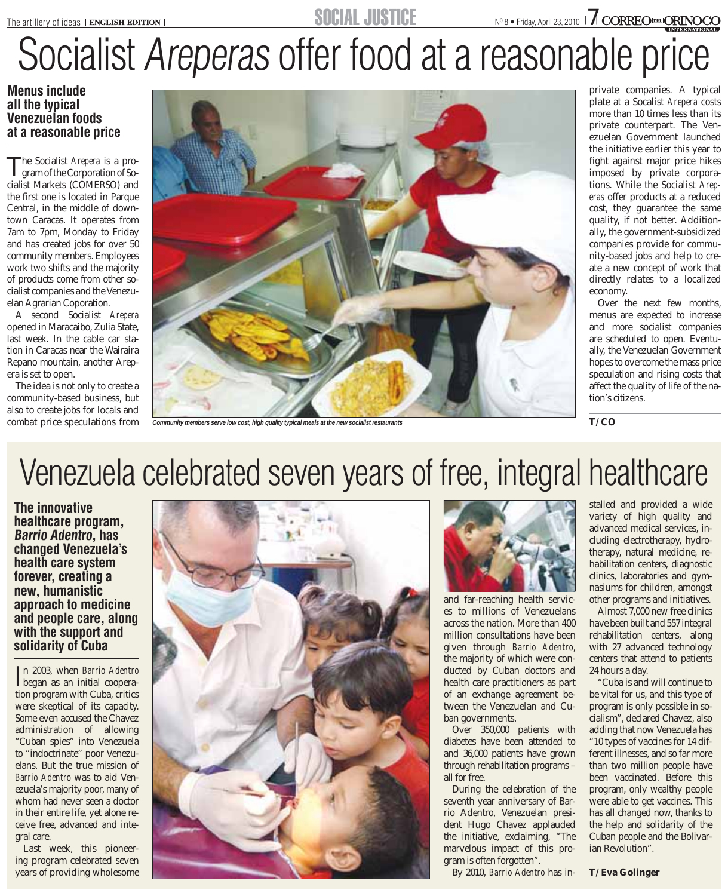# Socialist *Areperas* offer food at a reasonable price

**Menus include all the typical Venezuelan foods at a reasonable price**

The Socialist *Arepera* is a program of the Corporation of Socialist Markets (COMERSO) and the first one is located in Parque Central, in the middle of downtown Caracas. It operates from 7am to 7pm, Monday to Friday and has created jobs for over 50 community members. Employees work two shifts and the majority of products come from other socialist companies and the Venezuelan Agrarian Coporation.

A second Socialist *Arepera* opened in Maracaibo, Zulia State, last week. In the cable car station in Caracas near the Wairaira Repano mountain, another Arepera is set to open.

The idea is not only to create a community-based business, but also to create jobs for locals and combat price speculations from private companies. A typical plate at a Socalist *Arepera* costs more than 10 times less than its private counterpart. The Venezuelan Government launched the initiative earlier this year to fight against major price hikes imposed by private corporations. While the Socialist *Areperas* offer products at a reduced cost, they guarantee the same quality, if not better. Additionally, the government-subsidized companies provide for community-based jobs and help to create a new concept of work that directly relates to a localized economy.

Over the next few months, menus are expected to increase and more socialist companies are scheduled to open. Eventually, the Venezuelan Government hopes to overcome the mass price speculation and rising costs that affect the quality of life of the nation's citizens.

Community members serve low cost, high quality typical meals at the new socialist restaurants

**T/ CO**

# Venezuela celebrated seven years of free, integral healthcare

**The innovative healthcare program, *Barrio Adentro*, has changed Venezuela's health care system forever, creating a new, humanistic approach to medicine and people care, along with the support and solidarity of Cuba**

In 2003, when *Barrio Adentro* began as an initial cooperation program with Cuba, critics were skeptical of its capacity. Some even accused the Chavez administration of allowing "Cuban spies" into Venezuela to "indoctrinate" poor Venezuelans. But the true mission of *Barrio Adentro* was to aid Venezuela's majority poor, many of whom had never seen a doctor in their entire life, yet alone receive free, advanced and integral care.

Last week, this pioneering program celebrated seven years of providing wholesome and far-reaching health services to millions of Venezuelans across the nation. More than 400 million consultations have been given through *Barrio Adentro*, the majority of which were conducted by Cuban doctors and health care practitioners as part of an exchange agreement between the Venezuelan and Cuban governments.

Over 350,000 patients with diabetes have been attended to and 36,000 patients have grown through rehabilitation programs – all for free.

During the celebration of the seventh year anniversary of Barrio Adentro, Venezuelan president Hugo Chavez applauded the initiative, exclaiming, "The marvelous impact of this program is often forgotten".

By 2010, *Barrio Adentro* has installed and provided a wide variety of high quality and advanced medical services, including electrotherapy, hydrotherapy, natural medicine, rehabilitation centers, diagnostic clinics, laboratories and gymnasiums for children, amongst other programs and initiatives.

Almost 7,000 new free clinics have been built and 557 integral rehabilitation centers, along with 27 advanced technology centers that attend to patients 24 hours a day.

"Cuba is and will continue to be vital for us, and this type of program is only possible in socialism", declared Chavez, also adding that now Venezuela has "10 types of vaccines for 14 different illnesses, and so far more than two million people have been vaccinated. Before this program, only wealthy people were able to get vaccines. This has all changed now, thanks to the help and solidarity of the Cuban people and the Bolivarian Revolution".

**T/ Eva Golinger**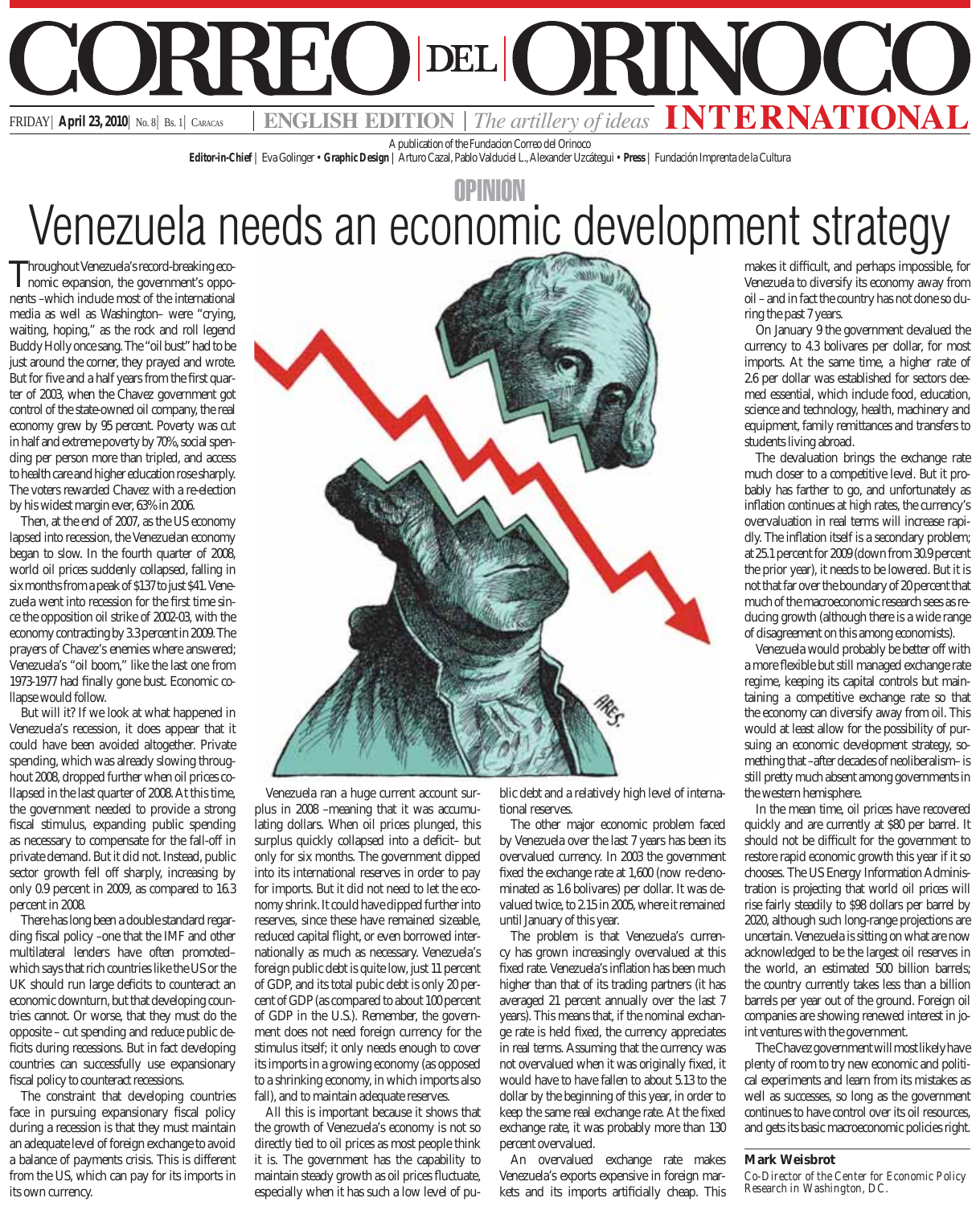# CORREO DEL ORINOCO

FRIDAY | **April 23, 2010** | No. 8 | Bs. 1 | CARACAS | ENGLISH EDITION | *The artillery of ideas* **INTERNATIONAL**

A publication of the Fundacion Correo del Orinoco
**Editor-in-Chief** | Eva Golinger • **Graphic Design** | Arturo Cazal, Pablo Valduciel L., Alexander Uzcátegui • **Press** | Fundación Imprenta de la Cultura

OPINION

# Venezuela needs an economic development strategy

Throughout Venezuela's record-breaking economic expansion, the government's opponents –which include most of the international media as well as Washington– were "crying, waiting, hoping," as the rock and roll legend Buddy Holly once sang. The "oil bust" had to be just around the corner, they prayed and wrote. But for five and a half years from the first quarter of 2003, when the Chavez government got control of the state-owned oil company, the real economy grew by 95 percent. Poverty was cut in half and extreme poverty by 70%, social spending per person more than tripled, and access to health care and higher education rose sharply. The voters rewarded Chavez with a re-election by his widest margin ever, 63% in 2006.

Then, at the end of 2007, as the US economy lapsed into recession, the Venezuelan economy began to slow. In the fourth quarter of 2008, world oil prices suddenly collapsed, falling in six months from a peak of $137 to just $41. Venezuela went into recession for the first time since the opposition oil strike of 2002-03, with the economy contracting by 3.3 percent in 2009. The prayers of Chavez's enemies where answered; Venezuela's "oil boom," like the last one from 1973-1977 had finally gone bust. Economic collapse would follow.

But will it? If we look at what happened in Venezuela's recession, it does appear that it could have been avoided altogether. Private spending, which was already slowing throughout 2008, dropped further when oil prices collapsed in the last quarter of 2008. At this time, the government needed to provide a strong fiscal stimulus, expanding public spending as necessary to compensate for the fall-off in private demand. But it did not. Instead, public sector growth fell off sharply, increasing by only 0.9 percent in 2009, as compared to 16.3 percent in 2008.

There has long been a double standard regarding fiscal policy –one that the IMF and other multilateral lenders have often promoted– which says that rich countries like the US or the UK should run large deficits to counteract an economic downturn, but that developing countries cannot. Or worse, that they must do the opposite – cut spending and reduce public deficits during recessions. But in fact developing countries can successfully use expansionary fiscal policy to counteract recessions.

The constraint that developing countries face in pursuing expansionary fiscal policy during a recession is that they must maintain an adequate level of foreign exchange to avoid a balance of payments crisis. This is different from the US, which can pay for its imports in its own currency.

Venezuela ran a huge current account surplus in 2008 –meaning that it was accumulating dollars. When oil prices plunged, this surplus quickly collapsed into a deficit– but only for six months. The government dipped into its international reserves in order to pay for imports. But it did not need to let the economy shrink. It could have dipped further into reserves, since these have remained sizeable, reduced capital flight, or even borrowed internationally as necessary. Venezuela's foreign public debt is quite low, just 11 percent of GDP, and its total pubic debt is only 20 percent of GDP (as compared to about 100 percent of GDP in the U.S.). Remember, the government does not need foreign currency for the stimulus itself; it only needs enough to cover its imports in a growing economy (as opposed to a shrinking economy, in which imports also fall), and to maintain adequate reserves.

All this is important because it shows that the growth of Venezuela's economy is not so directly tied to oil prices as most people think it is. The government has the capability to maintain steady growth as oil prices fluctuate, especially when it has such a low level of public debt and a relatively high level of international reserves.

The other major economic problem faced by Venezuela over the last 7 years has been its overvalued currency. In 2003 the government fixed the exchange rate at 1,600 (now re-denominated as 1.6 bolivares) per dollar. It was devalued twice, to 2.15 in 2005, where it remained until January of this year.

The problem is that Venezuela's currency has grown increasingly overvalued at this fixed rate. Venezuela's inflation has been much higher than that of its trading partners (it has averaged 21 percent annually over the last 7 years). This means that, if the nominal exchange rate is held fixed, the currency appreciates in real terms. Assuming that the currency was not overvalued when it was originally fixed, it would have to have fallen to about 5.13 to the dollar by the beginning of this year, in order to keep the same real exchange rate. At the fixed exchange rate, it was probably more than 130 percent overvalued.

An overvalued exchange rate makes Venezuela's exports expensive in foreign markets and its imports artificially cheap. This makes it difficult, and perhaps impossible, for Venezuela to diversify its economy away from oil – and in fact the country has not done so during the past 7 years.

On January 9 the government devalued the currency to 4.3 bolivares per dollar, for most imports. At the same time, a higher rate of 2.6 per dollar was established for sectors deemed essential, which include food, education, science and technology, health, machinery and equipment, family remittances and transfers to students living abroad.

The devaluation brings the exchange rate much closer to a competitive level. But it probably has farther to go, and unfortunately as inflation continues at high rates, the currency's overvaluation in real terms will increase rapidly. The inflation itself is a secondary problem; at 25.1 percent for 2009 (down from 30.9 percent the prior year), it needs to be lowered. But it is not that far over the boundary of 20 percent that much of the macroeconomic research sees as reducing growth (although there is a wide range of disagreement on this among economists).

Venezuela would probably be better off with a more flexible but still managed exchange rate regime, keeping its capital controls but maintaining a competitive exchange rate so that the economy can diversify away from oil. This would at least allow for the possibility of pursuing an economic development strategy, something that –after decades of neoliberalism– is still pretty much absent among governments in the western hemisphere.

In the mean time, oil prices have recovered quickly and are currently at $80 per barrel. It should not be difficult for the government to restore rapid economic growth this year if it so chooses. The US Energy Information Administration is projecting that world oil prices will rise fairly steadily to $98 dollars per barrel by 2020, although such long-range projections are uncertain. Venezuela is sitting on what are now acknowledged to be the largest oil reserves in the world, an estimated 500 billion barrels; the country currently takes less than a billion barrels per year out of the ground. Foreign oil companies are showing renewed interest in joint ventures with the government.

The Chavez government will most likely have plenty of room to try new economic and political experiments and learn from its mistakes as well as successes, so long as the government continues to have control over its oil resources, and gets its basic macroeconomic policies right.

**Mark Weisbrot**
*Co-Director of the Center for Economic Policy Research in Washington, DC.*